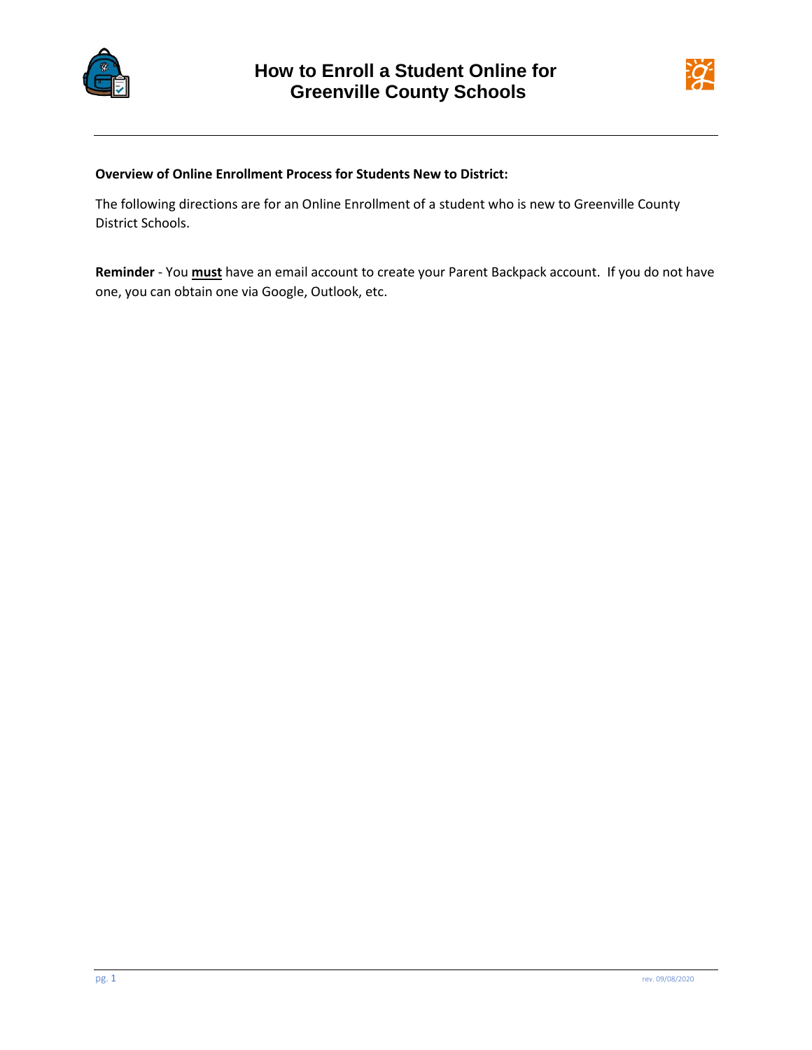# How to Enroll a Student Online for Greenville County Schools

**Overview of Online Enrollment Process for Students New to District:**

The following directions are for an Online Enrollment of a student who is new to Greenville County District Schools.

**Reminder** - You **must** have an email account to create your Parent Backpack account. If you do not have one, you can obtain one via Google, Outlook, etc.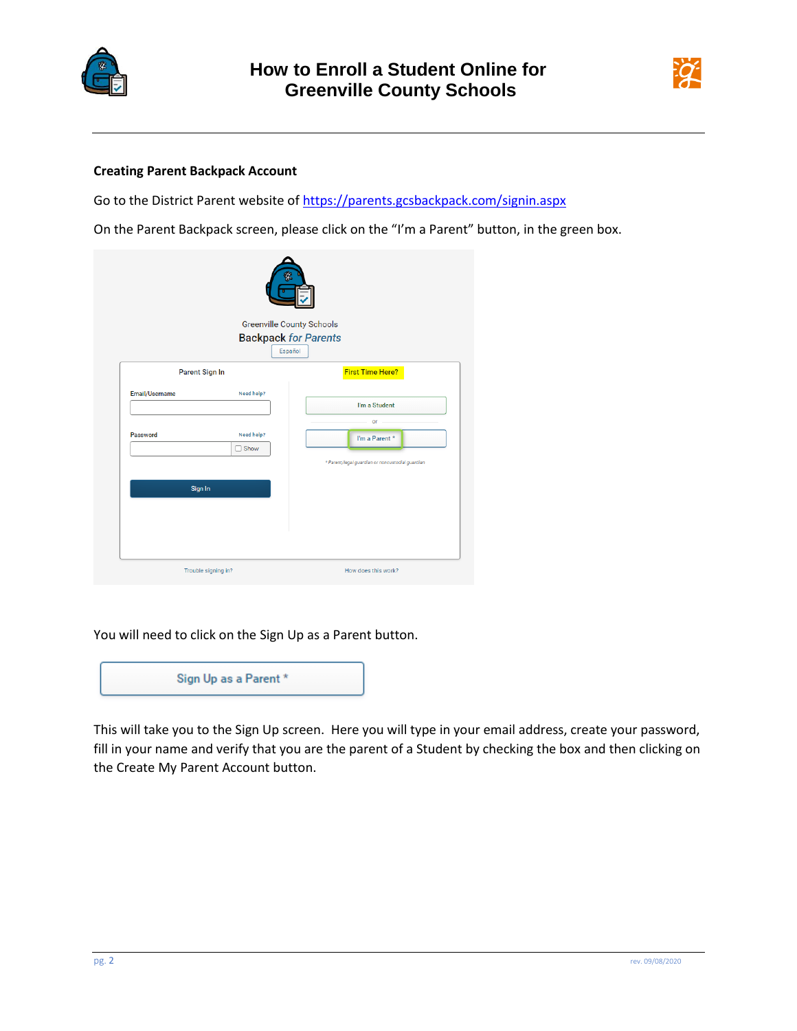# How to Enroll a Student Online for Greenville County Schools

## Creating Parent Backpack Account

Go to the District Parent website of [https://parents.gcsbackpack.com/signin.aspx](https://parents.gcsbackpack.com/signin.aspx)

On the Parent Backpack screen, please click on the "I'm a Parent" button, in the green box.

You will need to click on the Sign Up as a Parent button.

This will take you to the Sign Up screen. Here you will type in your email address, create your password, fill in your name and verify that you are the parent of a Student by checking the box and then clicking on the Create My Parent Account button.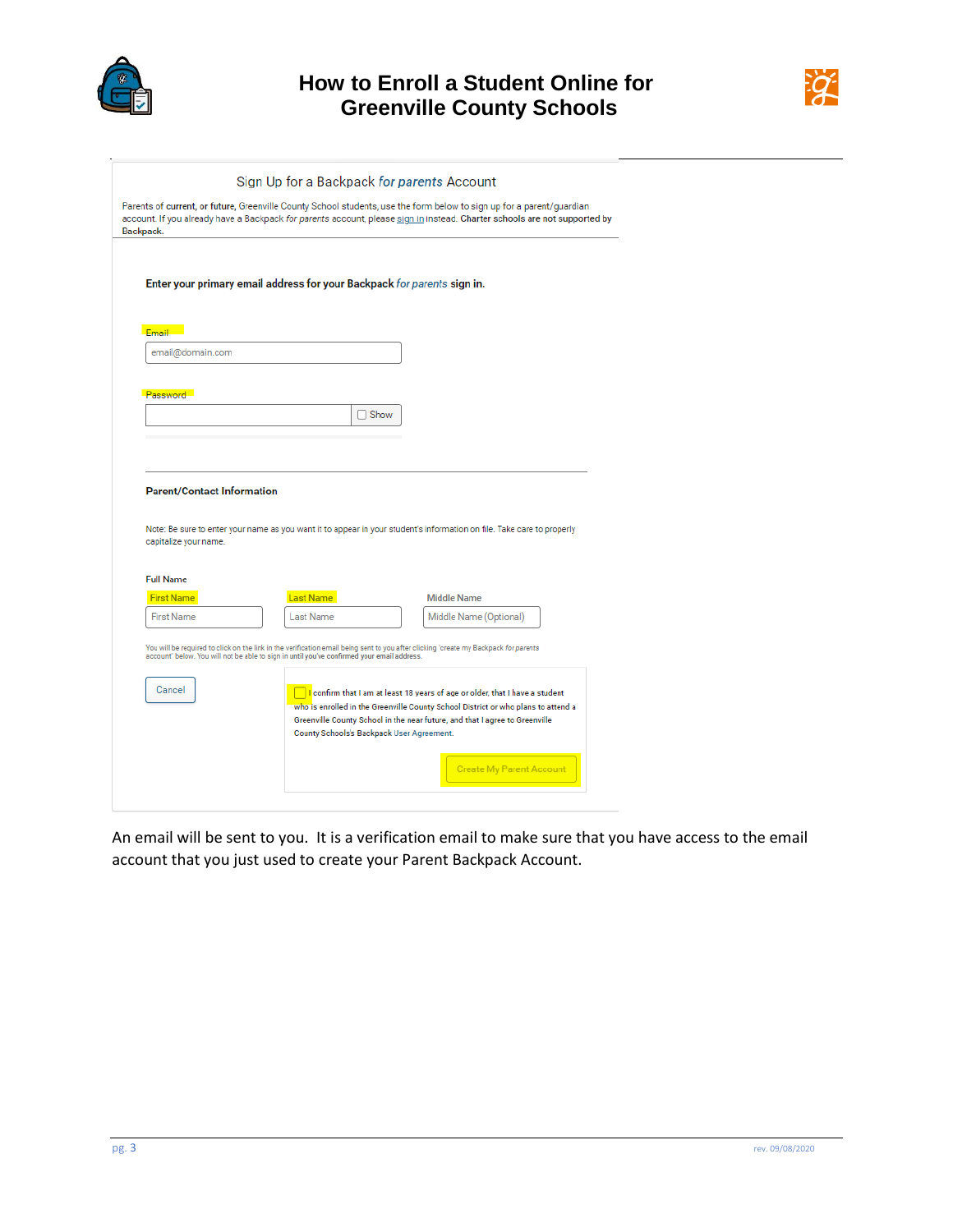## Sign Up for a Backpack *for parents* Account

Parents of **current, or future,** Greenville County School students, use the form below to sign up for a parent/guardian account. If you already have a Backpack *for parents* account, please sign in instead. **Charter schools are not supported by Backpack.**

**Enter your primary email address for your Backpack *for parents* sign in.**

Email

email@domain.com

Password

Show

**Parent/Contact Information**

Note: Be sure to enter your name as you want it to appear in your student's information on file. Take care to properly capitalize your name.

**Full Name**

First Name | Last Name | Middle Name

First Name | Last Name | Middle Name (Optional)

You will be required to click on the link in the verification email being sent to you after clicking 'create my Backpack *for parents* account' below. You will not be able to sign in until you've confirmed your email address.

Cancel

I confirm that I am at least 18 years of age or older, that I have a student who is enrolled in the Greenville County School District or who plans to attend a Greenville County School in the near future, and that I agree to Greenville County Schools's Backpack User Agreement.

Create My Parent Account

An email will be sent to you. It is a verification email to make sure that you have access to the email account that you just used to create your Parent Backpack Account.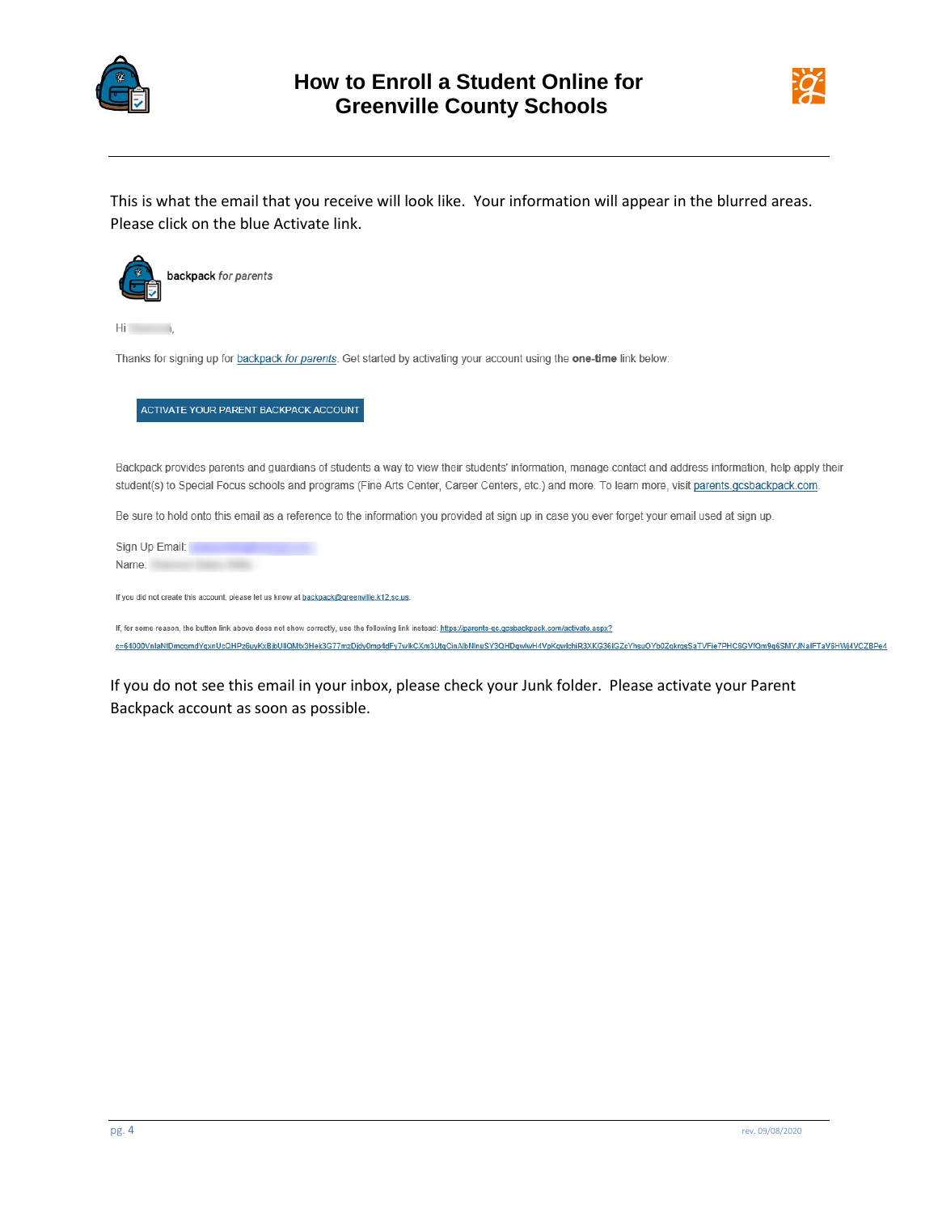# How to Enroll a Student Online for Greenville County Schools

This is what the email that you receive will look like. Your information will appear in the blurred areas. Please click on the blue Activate link.

**backpack** *for parents*

Hi ,

Thanks for signing up for backpack *for parents*. Get started by activating your account using the **one-time** link below.

ACTIVATE YOUR PARENT BACKPACK ACCOUNT

Backpack provides parents and guardians of students a way to view their students' information, manage contact and address information, help apply their student(s) to Special Focus schools and programs (Fine Arts Center, Career Centers, etc.) and more. To learn more, visit parents.gcsbackpack.com.

Be sure to hold onto this email as a reference to the information you provided at sign up in case you ever forget your email used at sign up.

Sign Up Email:
Name:

If you did not create this account, please let us know at backpack@greenville.k12.sc.us.

If, for some reason, the button link above does not show correctly, use the following link instead: https://parents-gc.gcsbackpack.com/activate.aspx?c=64000VnlaNtDmcqmdYqxnUcQHPz6uyKxBjbUllQMbx3Hek3G77mzDjdy0mp4dFy7wlkCXm3UtgCinAlbNlnuSY3QHDqwlwH4VpKqwlchiR3XKG36IGZcYhsuOYb0ZqkrqeSaTVFie7PHC8GVfQm9g6SMYJNalFTaV6HWj4VCZBPe4

If you do not see this email in your inbox, please check your Junk folder. Please activate your Parent Backpack account as soon as possible.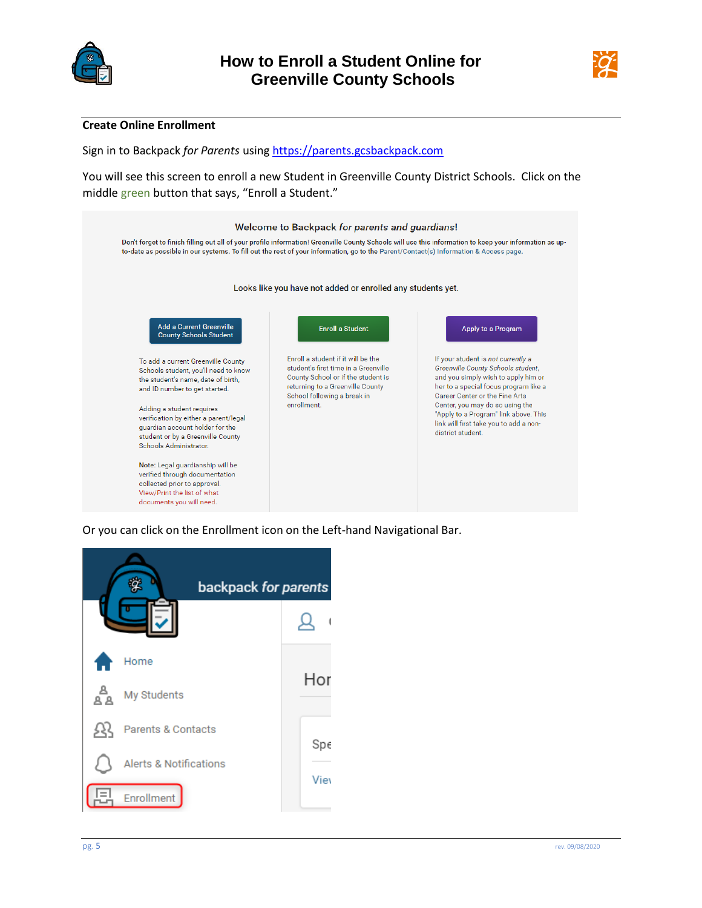## Create Online Enrollment

Sign in to Backpack *for Parents* using https://parents.gcsbackpack.com

You will see this screen to enroll a new Student in Greenville County District Schools. Click on the middle green button that says, "Enroll a Student."

Welcome to Backpack *for parents and guardians*!

Don't forget to finish filling out all of your profile information! Greenville County Schools will use this information to keep your information as up-to-date as possible in our systems. To fill out the rest of your information, go to the Parent/Contact(s) Information & Access page.

Looks like you have not added or enrolled any students yet.

Add a Current Greenville County Schools Student

To add a current Greenville County Schools student, you'll need to know the student's name, date of birth, and ID number to get started.

Adding a student requires verification by either a parent/legal guardian account holder for the student or by a Greenville County Schools Administrator.

Note: Legal guardianship will be verified through documentation collected prior to approval. View/Print the list of what documents you will need.

Enroll a Student

Enroll a student if it will be the student's first time in a Greenville County School or if the student is returning to a Greenville County School following a break in enrollment.

Apply to a Program

If your student is *not currently a Greenville County Schools student*, and you simply wish to apply him or her to a special focus program like a Career Center or the Fine Arts Center, you may do so using the "Apply to a Program" link above. This link will first take you to add a non-district student.

Or you can click on the Enrollment icon on the Left-hand Navigational Bar.

backpack *for parents*

Home

My Students

Parents & Contacts

Alerts & Notifications

Enrollment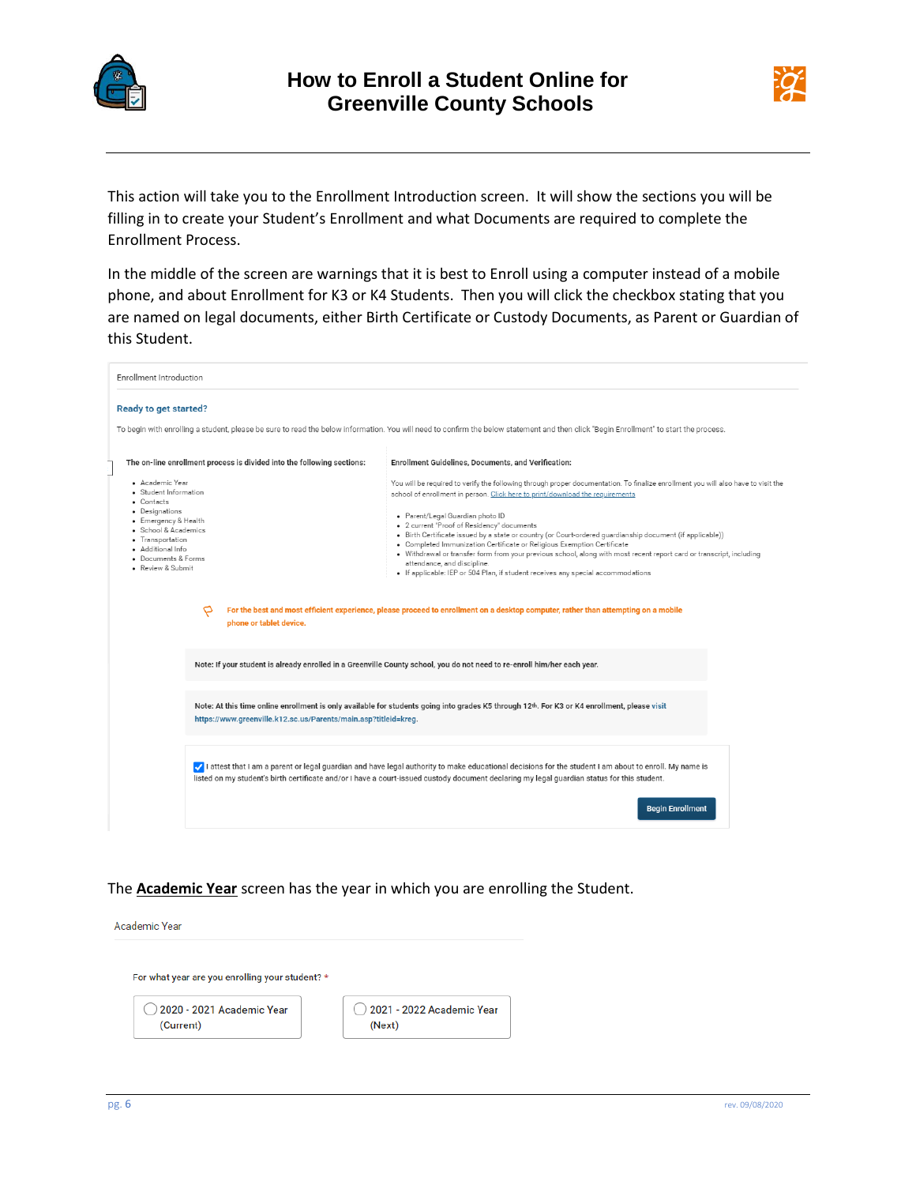This action will take you to the Enrollment Introduction screen. It will show the sections you will be filling in to create your Student's Enrollment and what Documents are required to complete the Enrollment Process.

In the middle of the screen are warnings that it is best to Enroll using a computer instead of a mobile phone, and about Enrollment for K3 or K4 Students. Then you will click the checkbox stating that you are named on legal documents, either Birth Certificate or Custody Documents, as Parent or Guardian of this Student.

Enrollment Introduction

**Ready to get started?**

To begin with enrolling a student, please be sure to read the below information. You will need to confirm the below statement and then click "Begin Enrollment" to start the process.

**The on-line enrollment process is divided into the following sections:**

- Academic Year
- Student Information
- Contacts
- Designations
- Emergency & Health
- School & Academics
- Transportation
- Additional Info
- Documents & Forms
- Review & Submit

**Enrollment Guidelines, Documents, and Verification:**

You will be required to verify the following through proper documentation. To finalize enrollment you will also have to visit the school of enrollment in person. Click here to print/download the requirements

- Parent/Legal Guardian photo ID
- 2 current "Proof of Residency" documents
- Birth Certificate issued by a state or country (or Court-ordered guardianship document (if applicable))
- Completed Immunization Certificate or Religious Exemption Certificate
- Withdrawal or transfer form from your previous school, along with most recent report card or transcript, including attendance, and discipline
- If applicable: IEP or 504 Plan, if student receives any special accommodations

For the best and most efficient experience, please proceed to enrollment on a desktop computer, rather than attempting on a mobile phone or tablet device.

Note: If your student is already enrolled in a Greenville County school, you do not need to re-enroll him/her each year.

Note: At this time online enrollment is only available for students going into grades K5 through 12th. For K3 or K4 enrollment, please visit https://www.greenville.k12.sc.us/Parents/main.asp?titleid=kreg.

☑ I attest that I am a parent or legal guardian and have legal authority to make educational decisions for the student I am about to enroll. My name is listed on my student's birth certificate and/or I have a court-issued custody document declaring my legal guardian status for this student.

Begin Enrollment

The **Academic Year** screen has the year in which you are enrolling the Student.

Academic Year

For what year are you enrolling your student? *

○ 2020 - 2021 Academic Year (Current)

○ 2021 - 2022 Academic Year (Next)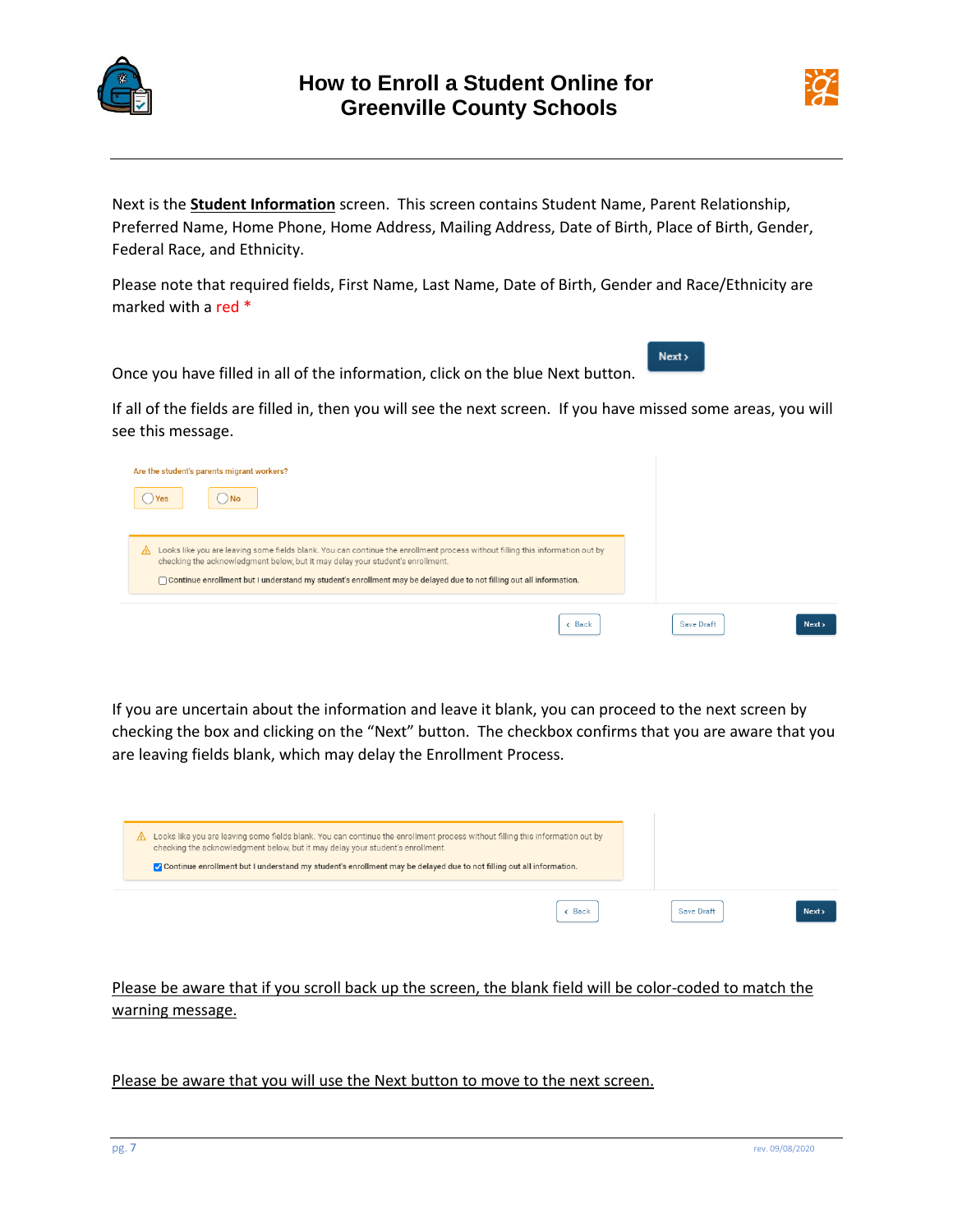Next is the **Student Information** screen. This screen contains Student Name, Parent Relationship, Preferred Name, Home Phone, Home Address, Mailing Address, Date of Birth, Place of Birth, Gender, Federal Race, and Ethnicity.

Please note that required fields, First Name, Last Name, Date of Birth, Gender and Race/Ethnicity are marked with a red *

Once you have filled in all of the information, click on the blue Next button.

If all of the fields are filled in, then you will see the next screen. If you have missed some areas, you will see this message.

Are the student's parents migrant workers?

Yes No

Looks like you are leaving some fields blank. You can continue the enrollment process without filling this information out by checking the acknowledgment below, but it may delay your student's enrollment.

Continue enrollment but I understand my student's enrollment may be delayed due to not filling out all information.

Back Save Draft Next

If you are uncertain about the information and leave it blank, you can proceed to the next screen by checking the box and clicking on the "Next" button. The checkbox confirms that you are aware that you are leaving fields blank, which may delay the Enrollment Process.

Looks like you are leaving some fields blank. You can continue the enrollment process without filling this information out by checking the acknowledgment below, but it may delay your student's enrollment.

Continue enrollment but I understand my student's enrollment may be delayed due to not filling out all information.

Back Save Draft Next

Please be aware that if you scroll back up the screen, the blank field will be color-coded to match the warning message.

Please be aware that you will use the Next button to move to the next screen.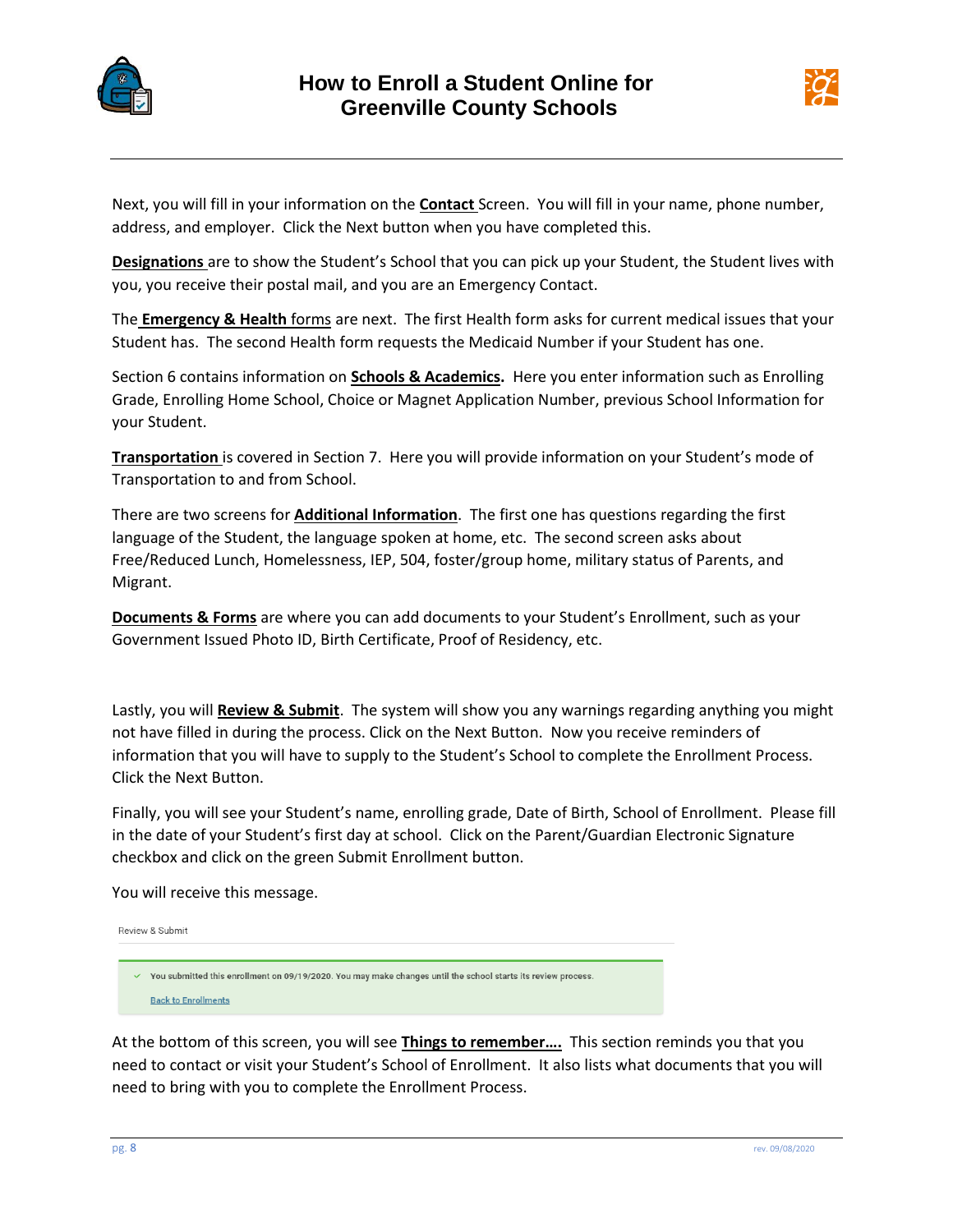# How to Enroll a Student Online for Greenville County Schools

Next, you will fill in your information on the **Contact** Screen. You will fill in your name, phone number, address, and employer. Click the Next button when you have completed this.

**Designations** are to show the Student's School that you can pick up your Student, the Student lives with you, you receive their postal mail, and you are an Emergency Contact.

The **Emergency & Health** forms are next. The first Health form asks for current medical issues that your Student has. The second Health form requests the Medicaid Number if your Student has one.

Section 6 contains information on **Schools & Academics.** Here you enter information such as Enrolling Grade, Enrolling Home School, Choice or Magnet Application Number, previous School Information for your Student.

**Transportation** is covered in Section 7. Here you will provide information on your Student's mode of Transportation to and from School.

There are two screens for **Additional Information**. The first one has questions regarding the first language of the Student, the language spoken at home, etc. The second screen asks about Free/Reduced Lunch, Homelessness, IEP, 504, foster/group home, military status of Parents, and Migrant.

**Documents & Forms** are where you can add documents to your Student's Enrollment, such as your Government Issued Photo ID, Birth Certificate, Proof of Residency, etc.

Lastly, you will **Review & Submit**. The system will show you any warnings regarding anything you might not have filled in during the process. Click on the Next Button. Now you receive reminders of information that you will have to supply to the Student's School to complete the Enrollment Process. Click the Next Button.

Finally, you will see your Student's name, enrolling grade, Date of Birth, School of Enrollment. Please fill in the date of your Student's first day at school. Click on the Parent/Guardian Electronic Signature checkbox and click on the green Submit Enrollment button.

You will receive this message.

Review & Submit

✓ You submitted this enrollment on 09/19/2020. You may make changes until the school starts its review process.

Back to Enrollments

At the bottom of this screen, you will see **Things to remember….** This section reminds you that you need to contact or visit your Student's School of Enrollment. It also lists what documents that you will need to bring with you to complete the Enrollment Process.